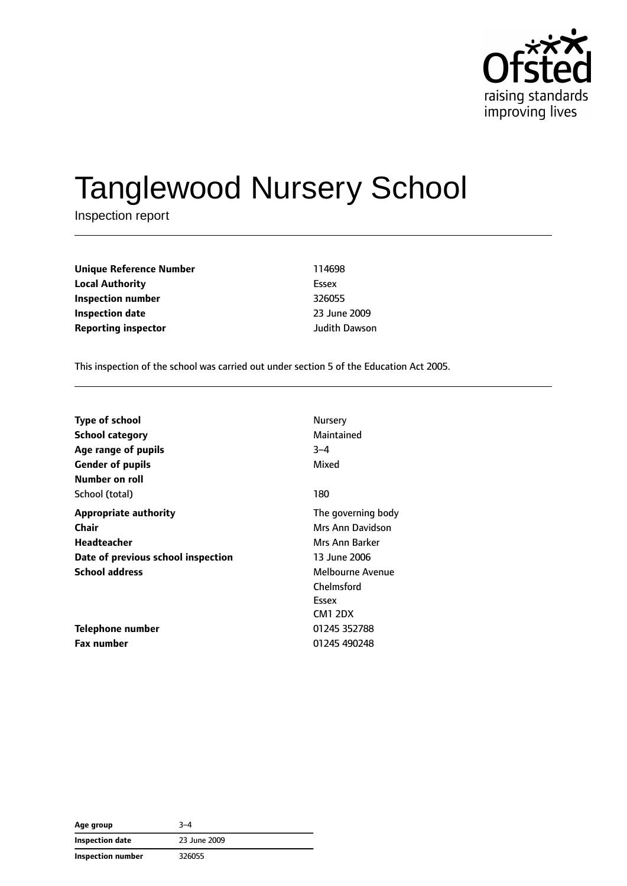# Tanglewood Nursery School

Inspection report

| | |
|---|---|
| **Unique Reference Number** | 114698 |
| **Local Authority** | Essex |
| **Inspection number** | 326055 |
| **Inspection date** | 23 June 2009 |
| **Reporting inspector** | Judith Dawson |

This inspection of the school was carried out under section 5 of the Education Act 2005.

| | |
|---|---|
| **Type of school** | Nursery |
| **School category** | Maintained |
| **Age range of pupils** | 3–4 |
| **Gender of pupils** | Mixed |
| **Number on roll** | |
| School (total) | 180 |
| **Appropriate authority** | The governing body |
| **Chair** | Mrs Ann Davidson |
| **Headteacher** | Mrs Ann Barker |
| **Date of previous school inspection** | 13 June 2006 |
| **School address** | Melbourne Avenue<br>Chelmsford<br>Essex<br>CM1 2DX |
| **Telephone number** | 01245 352788 |
| **Fax number** | 01245 490248 |

| | |
|---|---|
| **Age group** | 3–4 |
| **Inspection date** | 23 June 2009 |
| **Inspection number** | 326055 |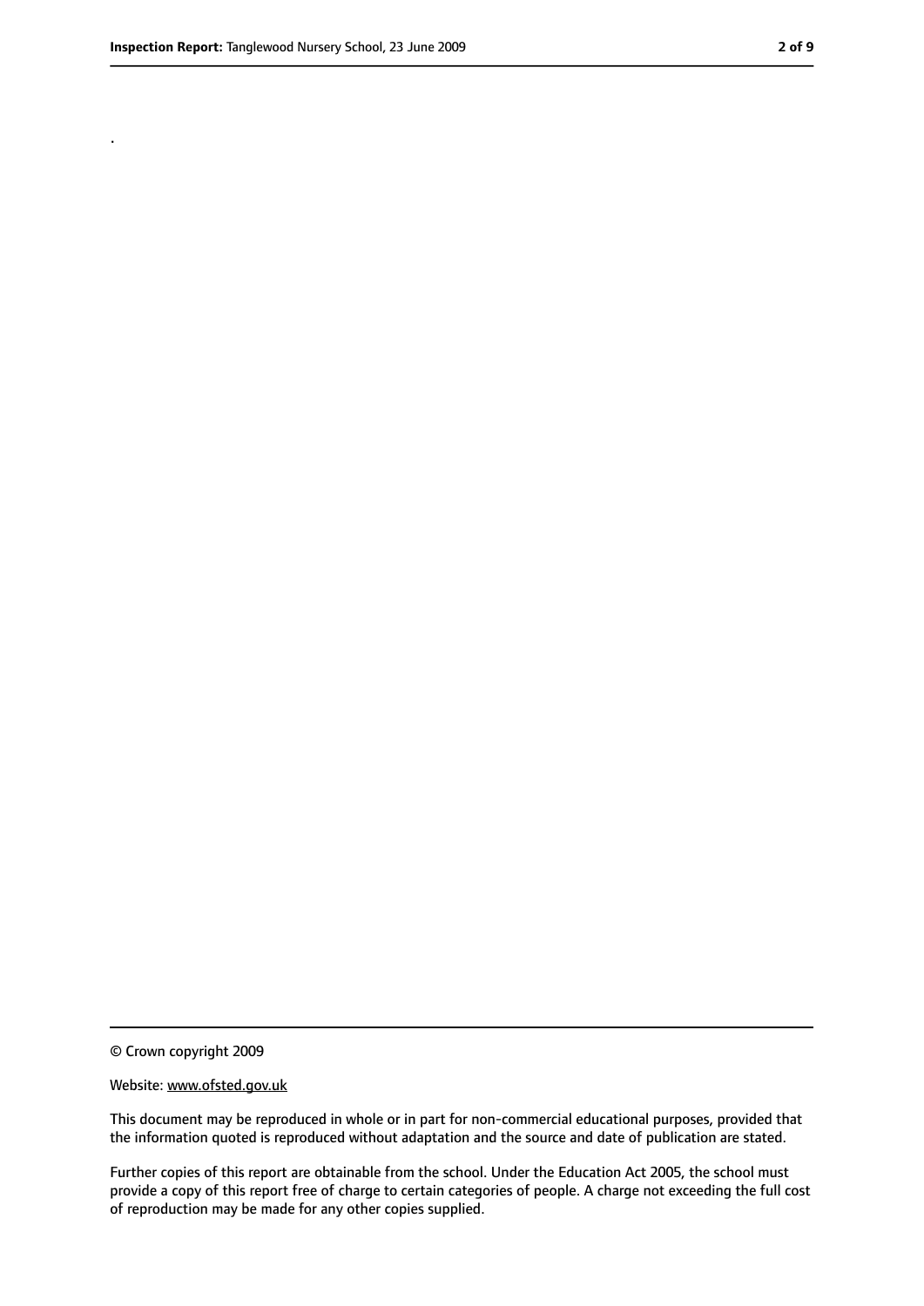.

© Crown copyright 2009

Website: www.ofsted.gov.uk

This document may be reproduced in whole or in part for non-commercial educational purposes, provided that the information quoted is reproduced without adaptation and the source and date of publication are stated.

Further copies of this report are obtainable from the school. Under the Education Act 2005, the school must provide a copy of this report free of charge to certain categories of people. A charge not exceeding the full cost of reproduction may be made for any other copies supplied.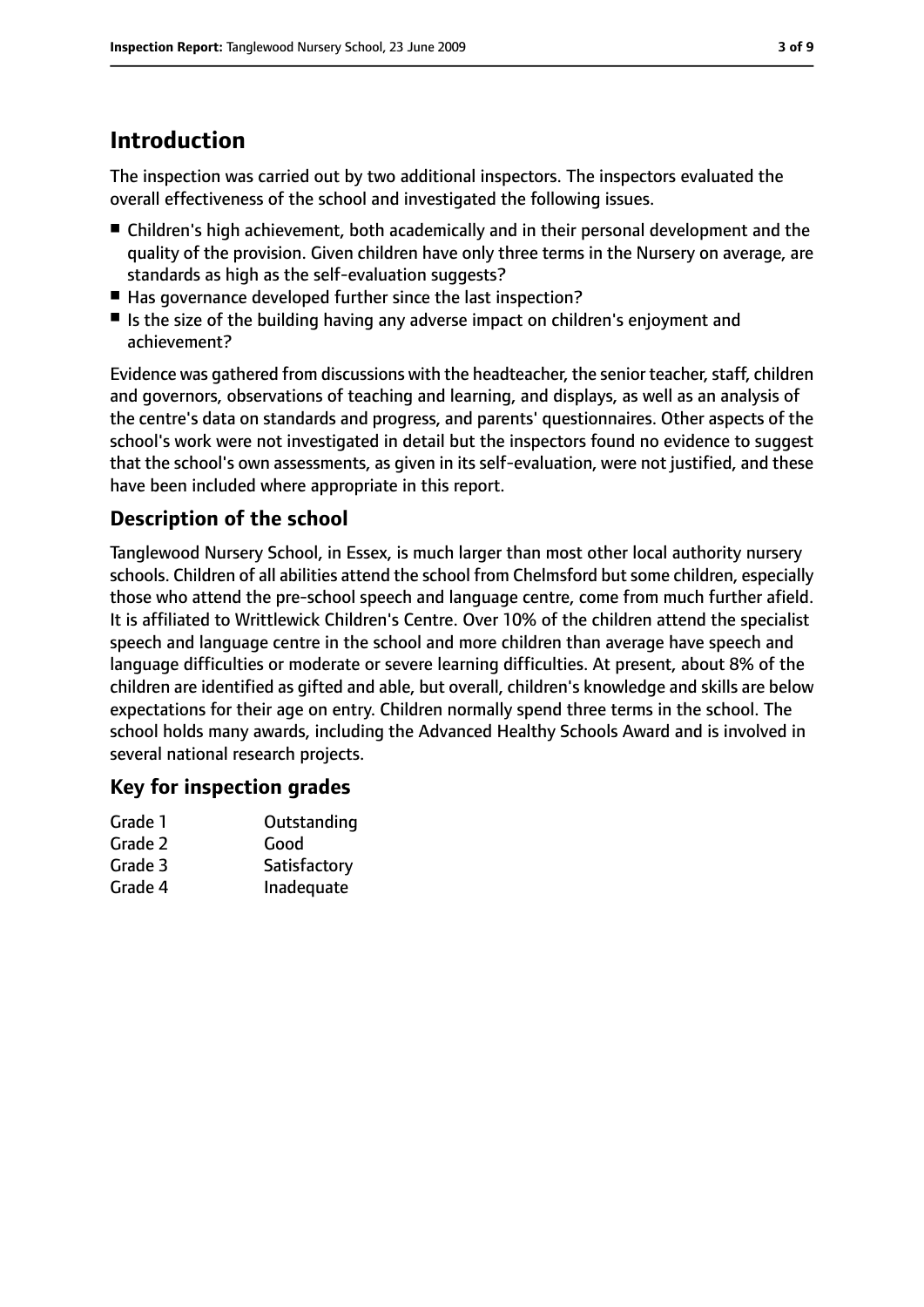# Introduction

The inspection was carried out by two additional inspectors. The inspectors evaluated the overall effectiveness of the school and investigated the following issues.

- Children's high achievement, both academically and in their personal development and the quality of the provision. Given children have only three terms in the Nursery on average, are standards as high as the self-evaluation suggests?
- Has governance developed further since the last inspection?
- Is the size of the building having any adverse impact on children's enjoyment and achievement?

Evidence was gathered from discussions with the headteacher, the senior teacher, staff, children and governors, observations of teaching and learning, and displays, as well as an analysis of the centre's data on standards and progress, and parents' questionnaires. Other aspects of the school's work were not investigated in detail but the inspectors found no evidence to suggest that the school's own assessments, as given in its self-evaluation, were not justified, and these have been included where appropriate in this report.

## Description of the school

Tanglewood Nursery School, in Essex, is much larger than most other local authority nursery schools. Children of all abilities attend the school from Chelmsford but some children, especially those who attend the pre-school speech and language centre, come from much further afield. It is affiliated to Writtlewick Children's Centre. Over 10% of the children attend the specialist speech and language centre in the school and more children than average have speech and language difficulties or moderate or severe learning difficulties. At present, about 8% of the children are identified as gifted and able, but overall, children's knowledge and skills are below expectations for their age on entry. Children normally spend three terms in the school. The school holds many awards, including the Advanced Healthy Schools Award and is involved in several national research projects.

## Key for inspection grades

| | |
|---|---|
| Grade 1 | Outstanding |
| Grade 2 | Good |
| Grade 3 | Satisfactory |
| Grade 4 | Inadequate |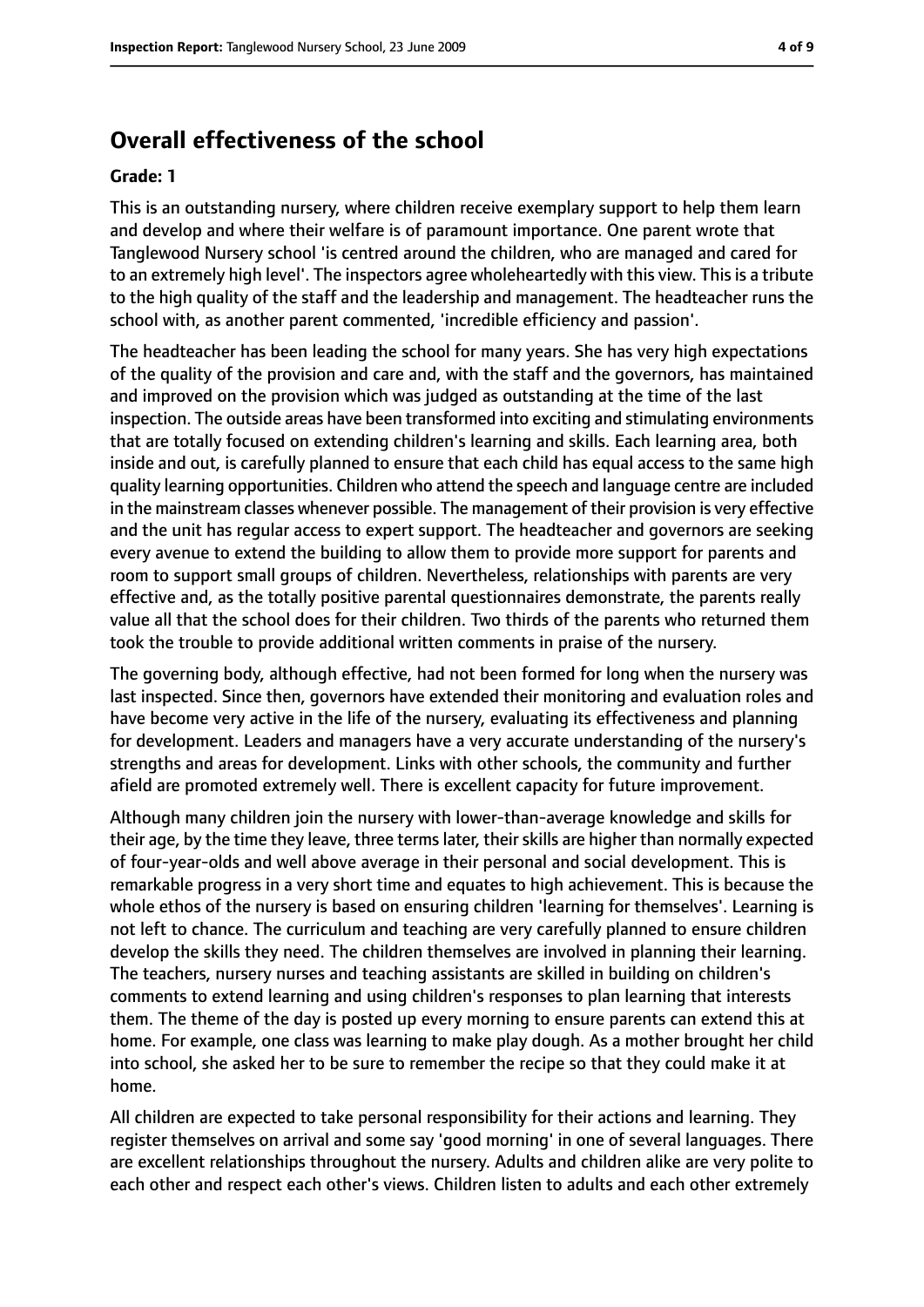## Overall effectiveness of the school

**Grade: 1**

This is an outstanding nursery, where children receive exemplary support to help them learn and develop and where their welfare is of paramount importance. One parent wrote that Tanglewood Nursery school 'is centred around the children, who are managed and cared for to an extremely high level'. The inspectors agree wholeheartedly with this view. This is a tribute to the high quality of the staff and the leadership and management. The headteacher runs the school with, as another parent commented, 'incredible efficiency and passion'.

The headteacher has been leading the school for many years. She has very high expectations of the quality of the provision and care and, with the staff and the governors, has maintained and improved on the provision which was judged as outstanding at the time of the last inspection. The outside areas have been transformed into exciting and stimulating environments that are totally focused on extending children's learning and skills. Each learning area, both inside and out, is carefully planned to ensure that each child has equal access to the same high quality learning opportunities. Children who attend the speech and language centre are included in the mainstream classes whenever possible. The management of their provision is very effective and the unit has regular access to expert support. The headteacher and governors are seeking every avenue to extend the building to allow them to provide more support for parents and room to support small groups of children. Nevertheless, relationships with parents are very effective and, as the totally positive parental questionnaires demonstrate, the parents really value all that the school does for their children. Two thirds of the parents who returned them took the trouble to provide additional written comments in praise of the nursery.

The governing body, although effective, had not been formed for long when the nursery was last inspected. Since then, governors have extended their monitoring and evaluation roles and have become very active in the life of the nursery, evaluating its effectiveness and planning for development. Leaders and managers have a very accurate understanding of the nursery's strengths and areas for development. Links with other schools, the community and further afield are promoted extremely well. There is excellent capacity for future improvement.

Although many children join the nursery with lower-than-average knowledge and skills for their age, by the time they leave, three terms later, their skills are higher than normally expected of four-year-olds and well above average in their personal and social development. This is remarkable progress in a very short time and equates to high achievement. This is because the whole ethos of the nursery is based on ensuring children 'learning for themselves'. Learning is not left to chance. The curriculum and teaching are very carefully planned to ensure children develop the skills they need. The children themselves are involved in planning their learning. The teachers, nursery nurses and teaching assistants are skilled in building on children's comments to extend learning and using children's responses to plan learning that interests them. The theme of the day is posted up every morning to ensure parents can extend this at home. For example, one class was learning to make play dough. As a mother brought her child into school, she asked her to be sure to remember the recipe so that they could make it at home.

All children are expected to take personal responsibility for their actions and learning. They register themselves on arrival and some say 'good morning' in one of several languages. There are excellent relationships throughout the nursery. Adults and children alike are very polite to each other and respect each other's views. Children listen to adults and each other extremely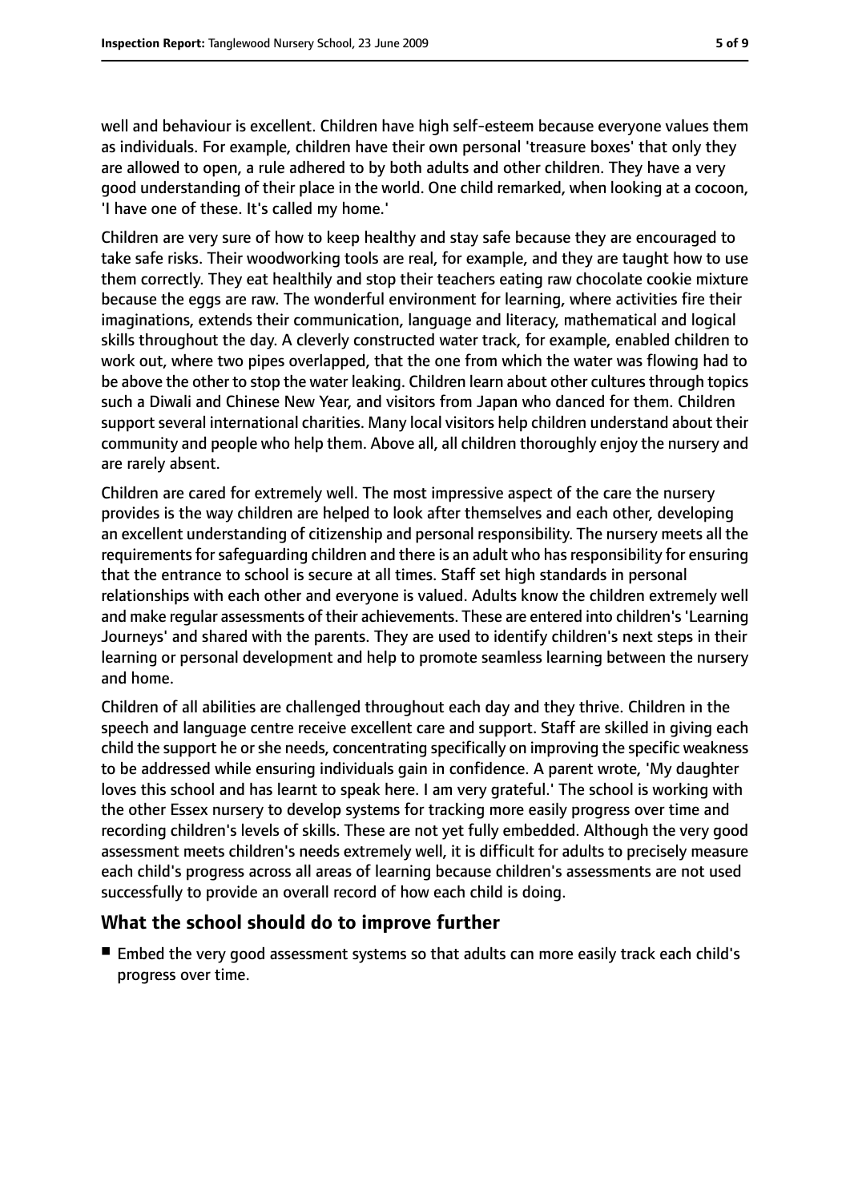well and behaviour is excellent. Children have high self-esteem because everyone values them as individuals. For example, children have their own personal 'treasure boxes' that only they are allowed to open, a rule adhered to by both adults and other children. They have a very good understanding of their place in the world. One child remarked, when looking at a cocoon, 'I have one of these. It's called my home.'

Children are very sure of how to keep healthy and stay safe because they are encouraged to take safe risks. Their woodworking tools are real, for example, and they are taught how to use them correctly. They eat healthily and stop their teachers eating raw chocolate cookie mixture because the eggs are raw. The wonderful environment for learning, where activities fire their imaginations, extends their communication, language and literacy, mathematical and logical skills throughout the day. A cleverly constructed water track, for example, enabled children to work out, where two pipes overlapped, that the one from which the water was flowing had to be above the other to stop the water leaking. Children learn about other cultures through topics such a Diwali and Chinese New Year, and visitors from Japan who danced for them. Children support several international charities. Many local visitors help children understand about their community and people who help them. Above all, all children thoroughly enjoy the nursery and are rarely absent.

Children are cared for extremely well. The most impressive aspect of the care the nursery provides is the way children are helped to look after themselves and each other, developing an excellent understanding of citizenship and personal responsibility. The nursery meets all the requirements for safeguarding children and there is an adult who has responsibility for ensuring that the entrance to school is secure at all times. Staff set high standards in personal relationships with each other and everyone is valued. Adults know the children extremely well and make regular assessments of their achievements. These are entered into children's 'Learning Journeys' and shared with the parents. They are used to identify children's next steps in their learning or personal development and help to promote seamless learning between the nursery and home.

Children of all abilities are challenged throughout each day and they thrive. Children in the speech and language centre receive excellent care and support. Staff are skilled in giving each child the support he or she needs, concentrating specifically on improving the specific weakness to be addressed while ensuring individuals gain in confidence. A parent wrote, 'My daughter loves this school and has learnt to speak here. I am very grateful.' The school is working with the other Essex nursery to develop systems for tracking more easily progress over time and recording children's levels of skills. These are not yet fully embedded. Although the very good assessment meets children's needs extremely well, it is difficult for adults to precisely measure each child's progress across all areas of learning because children's assessments are not used successfully to provide an overall record of how each child is doing.

## What the school should do to improve further

- Embed the very good assessment systems so that adults can more easily track each child's progress over time.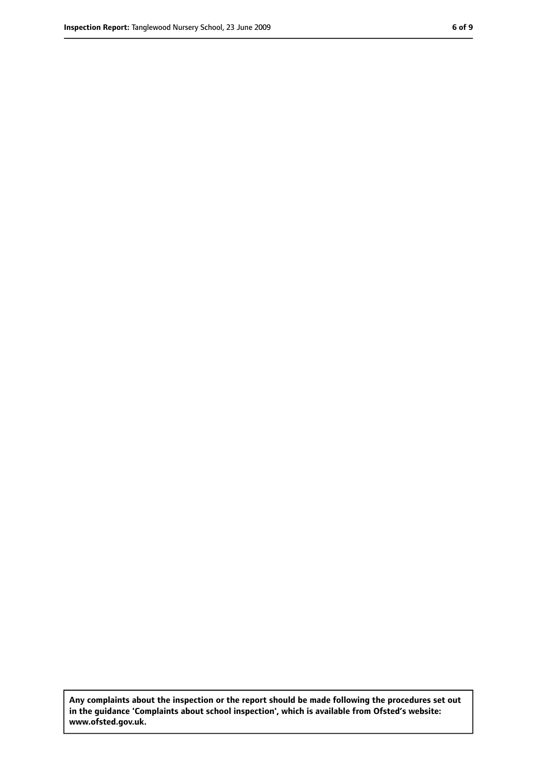**Any complaints about the inspection or the report should be made following the procedures set out in the guidance 'Complaints about school inspection', which is available from Ofsted's website: www.ofsted.gov.uk.**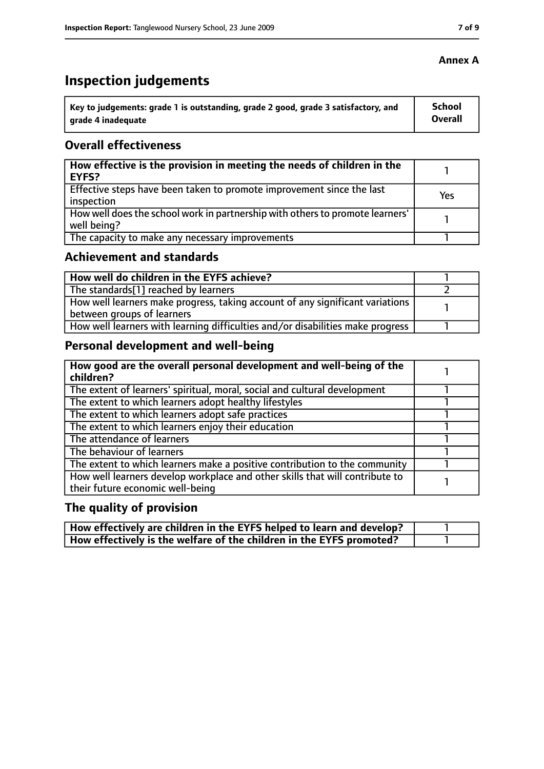**Annex A**

# Inspection judgements

| Key to judgements: grade 1 is outstanding, grade 2 good, grade 3 satisfactory, and grade 4 inadequate | School Overall |
| --- | --- |

## Overall effectiveness

| | |
| --- | --- |
| **How effective is the provision in meeting the needs of children in the EYFS?** | 1 |
| Effective steps have been taken to promote improvement since the last inspection | Yes |
| How well does the school work in partnership with others to promote learners' well being? | 1 |
| The capacity to make any necessary improvements | 1 |

## Achievement and standards

| | |
| --- | --- |
| **How well do children in the EYFS achieve?** | 1 |
| The standards[1] reached by learners | 2 |
| How well learners make progress, taking account of any significant variations between groups of learners | 1 |
| How well learners with learning difficulties and/or disabilities make progress | 1 |

## Personal development and well-being

| | |
| --- | --- |
| **How good are the overall personal development and well-being of the children?** | 1 |
| The extent of learners' spiritual, moral, social and cultural development | 1 |
| The extent to which learners adopt healthy lifestyles | 1 |
| The extent to which learners adopt safe practices | 1 |
| The extent to which learners enjoy their education | 1 |
| The attendance of learners | 1 |
| The behaviour of learners | 1 |
| The extent to which learners make a positive contribution to the community | 1 |
| How well learners develop workplace and other skills that will contribute to their future economic well-being | 1 |

## The quality of provision

| | |
| --- | --- |
| **How effectively are children in the EYFS helped to learn and develop?** | 1 |
| **How effectively is the welfare of the children in the EYFS promoted?** | 1 |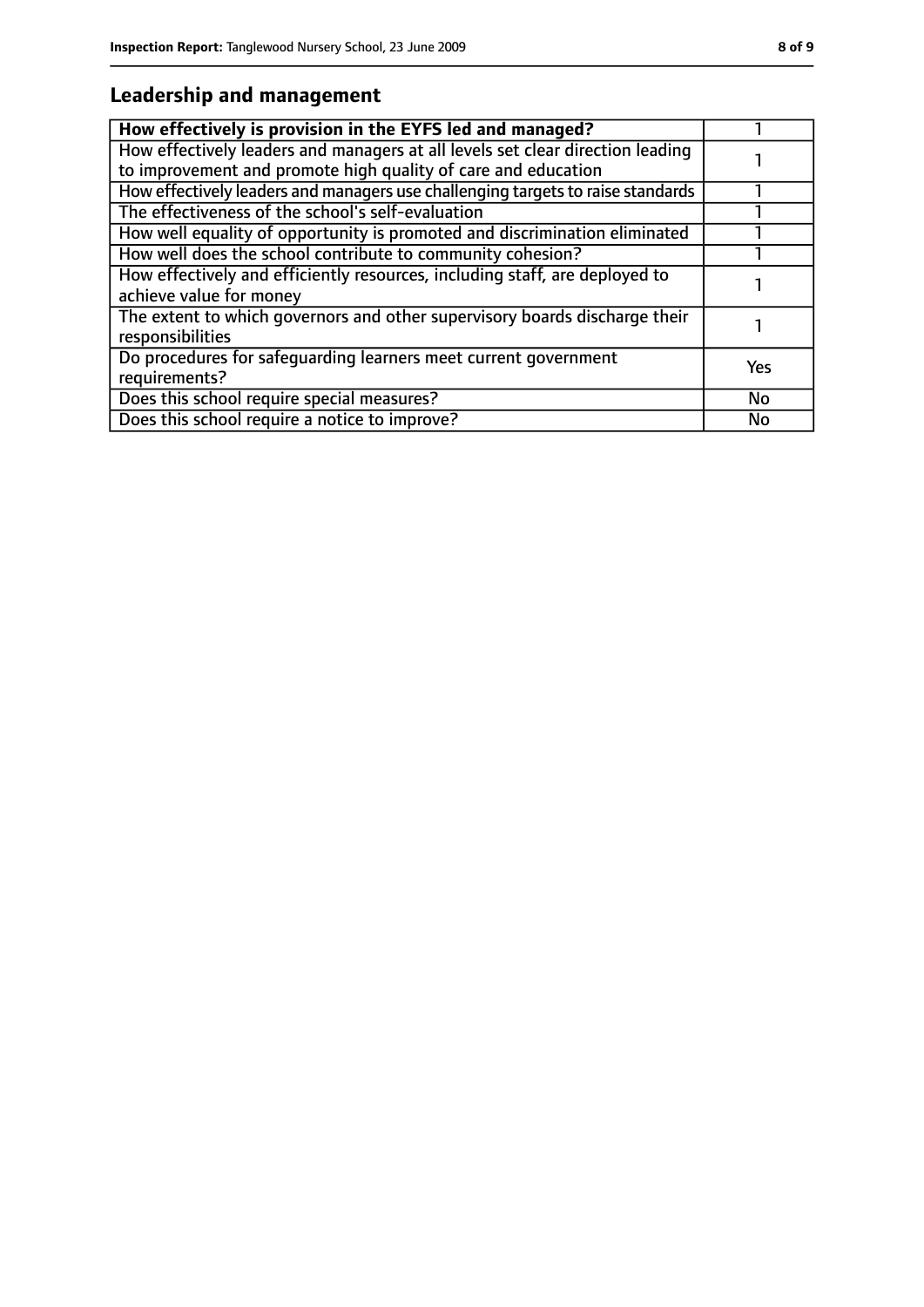## Leadership and management

| How effectively is provision in the EYFS led and managed? | 1 |
|---|---|
| How effectively leaders and managers at all levels set clear direction leading to improvement and promote high quality of care and education | 1 |
| How effectively leaders and managers use challenging targets to raise standards | 1 |
| The effectiveness of the school's self-evaluation | 1 |
| How well equality of opportunity is promoted and discrimination eliminated | 1 |
| How well does the school contribute to community cohesion? | 1 |
| How effectively and efficiently resources, including staff, are deployed to achieve value for money | 1 |
| The extent to which governors and other supervisory boards discharge their responsibilities | 1 |
| Do procedures for safeguarding learners meet current government requirements? | Yes |
| Does this school require special measures? | No |
| Does this school require a notice to improve? | No |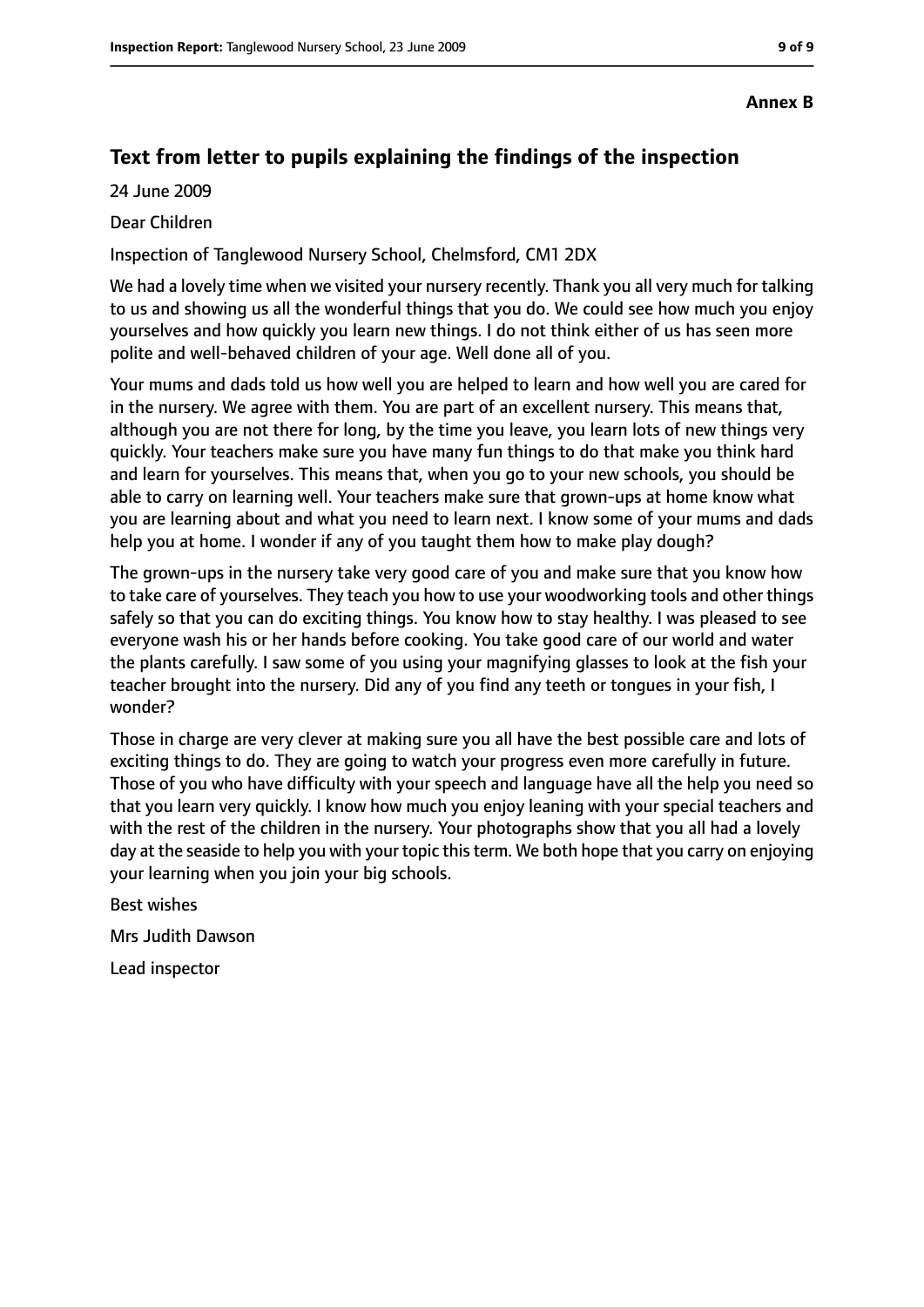**Annex B**

## Text from letter to pupils explaining the findings of the inspection

24 June 2009

Dear Children

Inspection of Tanglewood Nursery School, Chelmsford, CM1 2DX

We had a lovely time when we visited your nursery recently. Thank you all very much for talking to us and showing us all the wonderful things that you do. We could see how much you enjoy yourselves and how quickly you learn new things. I do not think either of us has seen more polite and well-behaved children of your age. Well done all of you.

Your mums and dads told us how well you are helped to learn and how well you are cared for in the nursery. We agree with them. You are part of an excellent nursery. This means that, although you are not there for long, by the time you leave, you learn lots of new things very quickly. Your teachers make sure you have many fun things to do that make you think hard and learn for yourselves. This means that, when you go to your new schools, you should be able to carry on learning well. Your teachers make sure that grown-ups at home know what you are learning about and what you need to learn next. I know some of your mums and dads help you at home. I wonder if any of you taught them how to make play dough?

The grown-ups in the nursery take very good care of you and make sure that you know how to take care of yourselves. They teach you how to use your woodworking tools and other things safely so that you can do exciting things. You know how to stay healthy. I was pleased to see everyone wash his or her hands before cooking. You take good care of our world and water the plants carefully. I saw some of you using your magnifying glasses to look at the fish your teacher brought into the nursery. Did any of you find any teeth or tongues in your fish, I wonder?

Those in charge are very clever at making sure you all have the best possible care and lots of exciting things to do. They are going to watch your progress even more carefully in future. Those of you who have difficulty with your speech and language have all the help you need so that you learn very quickly. I know how much you enjoy leaning with your special teachers and with the rest of the children in the nursery. Your photographs show that you all had a lovely day at the seaside to help you with your topic this term. We both hope that you carry on enjoying your learning when you join your big schools.

Best wishes

Mrs Judith Dawson

Lead inspector